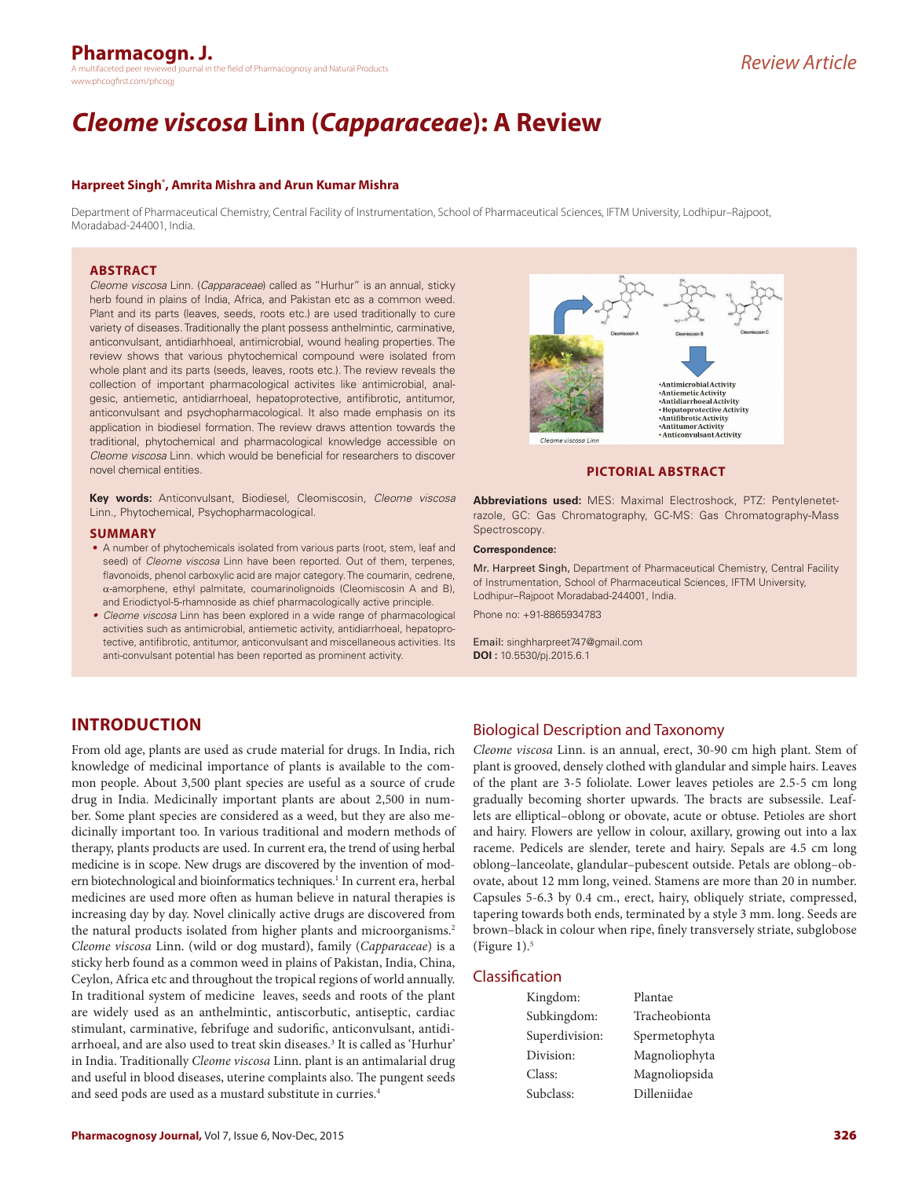# *Cleome viscosa* Linn (*Capparaceae*): A Review

**Harpreet Singh[*], Amrita Mishra and Arun Kumar Mishra**

Department of Pharmaceutical Chemistry, Central Facility of Instrumentation, School of Pharmaceutical Sciences, IFTM University, Lodhipur–Rajpoot, Moradabad-244001, India.

## ABSTRACT

*Cleome viscosa* Linn. (*Capparaceae*) called as "Hurhur" is an annual, sticky herb found in plains of India, Africa, and Pakistan etc as a common weed. Plant and its parts (leaves, seeds, roots etc.) are used traditionally to cure variety of diseases. Traditionally the plant possess anthelmintic, carminative, anticonvulsant, antidiarhhoeal, antimicrobial, wound healing properties. The review shows that various phytochemical compound were isolated from whole plant and its parts (seeds, leaves, roots etc.). The review reveals the collection of important pharmacological activites like antimicrobial, analgesic, antiemetic, antidiarrhoeal, hepatoprotective, antifibrotic, antitumor, anticonvulsant and psychopharmacological. It also made emphasis on its application in biodiesel formation. The review draws attention towards the traditional, phytochemical and pharmacological knowledge accessible on *Cleome viscosa* Linn. which would be beneficial for researchers to discover novel chemical entities.

**Key words:** Anticonvulsant, Biodiesel, Cleomiscosin, *Cleome viscosa* Linn., Phytochemical, Psychopharmacological.

## SUMMARY

- A number of phytochemicals isolated from various parts (root, stem, leaf and seed) of *Cleome viscosa* Linn have been reported. Out of them, terpenes, flavonoids, phenol carboxylic acid are major category. The coumarin, cedrene, α-amorphene, ethyl palmitate, coumarinolignoids (Cleomiscosin A and B), and Eriodictyol-5-rhamnoside as chief pharmacologically active principle.
- *Cleome viscosa* Linn has been explored in a wide range of pharmacological activities such as antimicrobial, antiemetic activity, antidiarrhoeal, hepatoprotective, antifibrotic, antitumor, anticonvulsant and miscellaneous activities. Its anti-convulsant potential has been reported as prominent activity.

Cleomiscosin A, Cleomiscosin B, Cleomiscosin C

*Cleome viscosa* Linn

- Antimicrobial Activity
- Antiemetic Activity
- Antidiarrhoeal Activity
- Hepatoprotective Activity
- Antifibrotic Activity
- Antitumor Activity
- Anticonvulsant Activity

**PICTORIAL ABSTRACT**

**Abbreviations used:** MES: Maximal Electroshock, PTZ: Pentylenetetrazole, GC: Gas Chromatography, GC-MS: Gas Chromatography-Mass Spectroscopy.

**Correspondence:**

Mr. Harpreet Singh, Department of Pharmaceutical Chemistry, Central Facility of Instrumentation, School of Pharmaceutical Sciences, IFTM University, Lodhipur–Rajpoot Moradabad-244001, India.

Phone no: +91-8865934783

Email: singhharpreet747@gmail.com

**DOI :** 10.5530/pj.2015.6.1

## INTRODUCTION

From old age, plants are used as crude material for drugs. In India, rich knowledge of medicinal importance of plants is available to the common people. About 3,500 plant species are useful as a source of crude drug in India. Medicinally important plants are about 2,500 in number. Some plant species are considered as a weed, but they are also medicinally important too. In various traditional and modern methods of therapy, plants products are used. In current era, the trend of using herbal medicine is in scope. New drugs are discovered by the invention of modern biotechnological and bioinformatics techniques.[1] In current era, herbal medicines are used more often as human believe in natural therapies is increasing day by day. Novel clinically active drugs are discovered from the natural products isolated from higher plants and microorganisms.[2] *Cleome viscosa* Linn. (wild or dog mustard), family (*Capparaceae*) is a sticky herb found as a common weed in plains of Pakistan, India, China, Ceylon, Africa etc and throughout the tropical regions of world annually. In traditional system of medicine leaves, seeds and roots of the plant are widely used as an anthelmintic, antiscorbutic, antiseptic, cardiac stimulant, carminative, febrifuge and sudorific, anticonvulsant, antidiarrhoeal, and are also used to treat skin diseases.[3] It is called as 'Hurhur' in India. Traditionally *Cleome viscosa* Linn. plant is an antimalarial drug and useful in blood diseases, uterine complaints also. The pungent seeds and seed pods are used as a mustard substitute in curries.[4]

### Biological Description and Taxonomy

*Cleome viscosa* Linn. is an annual, erect, 30-90 cm high plant. Stem of plant is grooved, densely clothed with glandular and simple hairs. Leaves of the plant are 3-5 foliolate. Lower leaves petioles are 2.5-5 cm long gradually becoming shorter upwards. The bracts are subsessile. Leaflets are elliptical–oblong or obovate, acute or obtuse. Petioles are short and hairy. Flowers are yellow in colour, axillary, growing out into a lax raceme. Pedicels are slender, terete and hairy. Sepals are 4.5 cm long oblong–lanceolate, glandular–pubescent outside. Petals are oblong–obovate, about 12 mm long, veined. Stamens are more than 20 in number. Capsules 5-6.3 by 0.4 cm., erect, hairy, obliquely striate, compressed, tapering towards both ends, terminated by a style 3 mm. long. Seeds are brown–black in colour when ripe, finely transversely striate, subglobose (Figure 1).[5]

### Classification

| | |
|---|---|
| Kingdom: | Plantae |
| Subkingdom: | Tracheobionta |
| Superdivision: | Spermetophyta |
| Division: | Magnoliophyta |
| Class: | Magnoliopsida |
| Subclass: | Dilleniidae |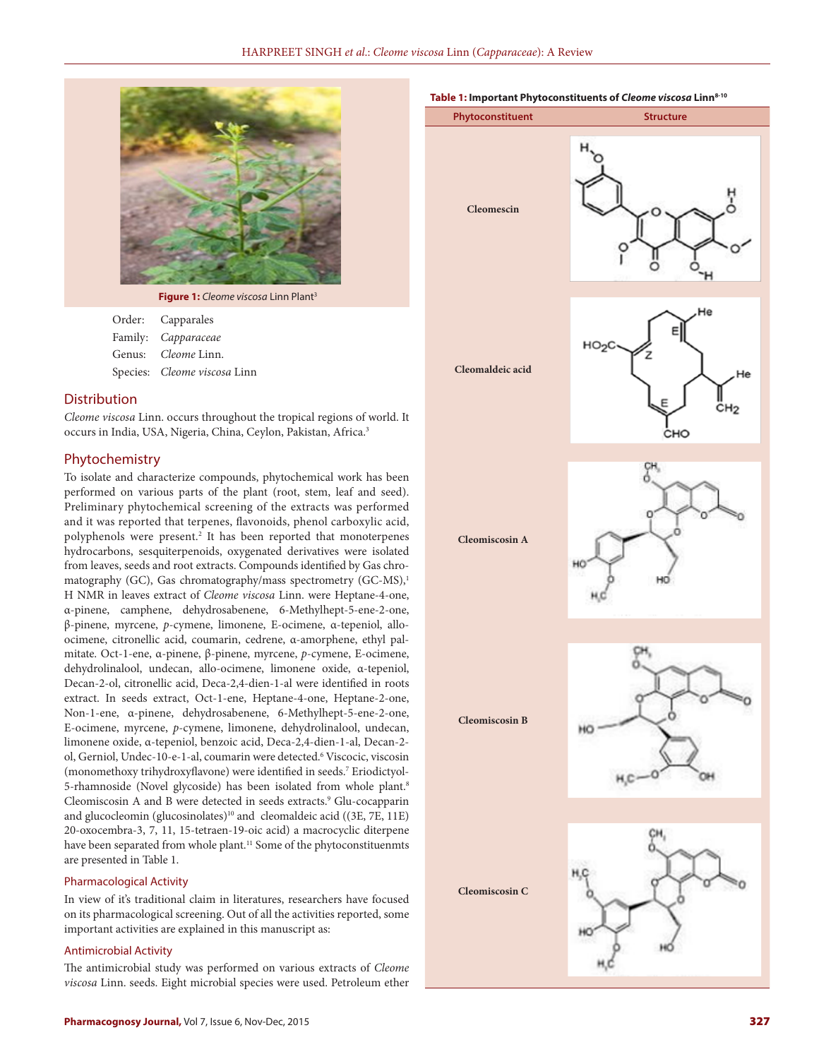Figure 1: *Cleome viscosa* Linn Plant[3]

Order: Capparales
Family: *Capparaceae*
Genus: *Cleome* Linn.
Species: *Cleome viscosa* Linn

## Distribution

*Cleome viscosa* Linn. occurs throughout the tropical regions of world. It occurs in India, USA, Nigeria, China, Ceylon, Pakistan, Africa.[3]

## Phytochemistry

To isolate and characterize compounds, phytochemical work has been performed on various parts of the plant (root, stem, leaf and seed). Preliminary phytochemical screening of the extracts was performed and it was reported that terpenes, flavonoids, phenol carboxylic acid, polyphenols were present.[2] It has been reported that monoterpenes hydrocarbons, sesquiterpenoids, oxygenated derivatives were isolated from leaves, seeds and root extracts. Compounds identified by Gas chromatography (GC), Gas chromatography/mass spectrometry (GC-MS),[1] H NMR in leaves extract of *Cleome viscosa* Linn. were Heptane-4-one, α-pinene, camphene, dehydrosabenene, 6-Methylhept-5-ene-2-one, β-pinene, myrcene, *p*-cymene, limonene, E-ocimene, α-tepeniol, allo-ocimene, citronellic acid, coumarin, cedrene, α-amorphene, ethyl palmitate. Oct-1-ene, α-pinene, β-pinene, myrcene, *p*-cymene, E-ocimene, dehydrolinalool, undecan, allo-ocimene, limonene oxide, α-tepeniol, Decan-2-ol, citronellic acid, Deca-2,4-dien-1-al were identified in roots extract. In seeds extract, Oct-1-ene, Heptane-4-one, Heptane-2-one, Non-1-ene, α-pinene, dehydrosabenene, 6-Methylhept-5-ene-2-one, E-ocimene, myrcene, *p*-cymene, limonene, dehydrolinalool, undecan, limonene oxide, α-tepeniol, benzoic acid, Deca-2,4-dien-1-al, Decan-2-ol, Gerniol, Undec-10-e-1-al, coumarin were detected.[6] Viscocic, viscosin (monomethoxy trihydroxyflavone) were identified in seeds.[7] Eriodictyol-5-rhamnoside (Novel glycoside) has been isolated from whole plant.[8] Cleomiscosin A and B were detected in seeds extracts.[9] Glu-cocapparin and glucocleomin (glucosinolates)[10] and cleomaldeic acid ((3E, 7E, 11E) 20-oxocembra-3, 7, 11, 15-tetraen-19-oic acid) a macrocyclic diterpene have been separated from whole plant.[11] Some of the phytoconstituenmts are presented in Table 1.

### Pharmacological Activity

In view of it's traditional claim in literatures, researchers have focused on its pharmacological screening. Out of all the activities reported, some important activities are explained in this manuscript as:

### Antimicrobial Activity

The antimicrobial study was performed on various extracts of *Cleome viscosa* Linn. seeds. Eight microbial species were used. Petroleum ether

**Table 1: Important Phytoconstituents of *Cleome viscosa* Linn[8-10]**

| Phytoconstituent | Structure |
|---|---|
| Cleomescin | |
| Cleomaldeic acid | |
| Cleomiscosin A | |
| Cleomiscosin B | |
| Cleomiscosin C | |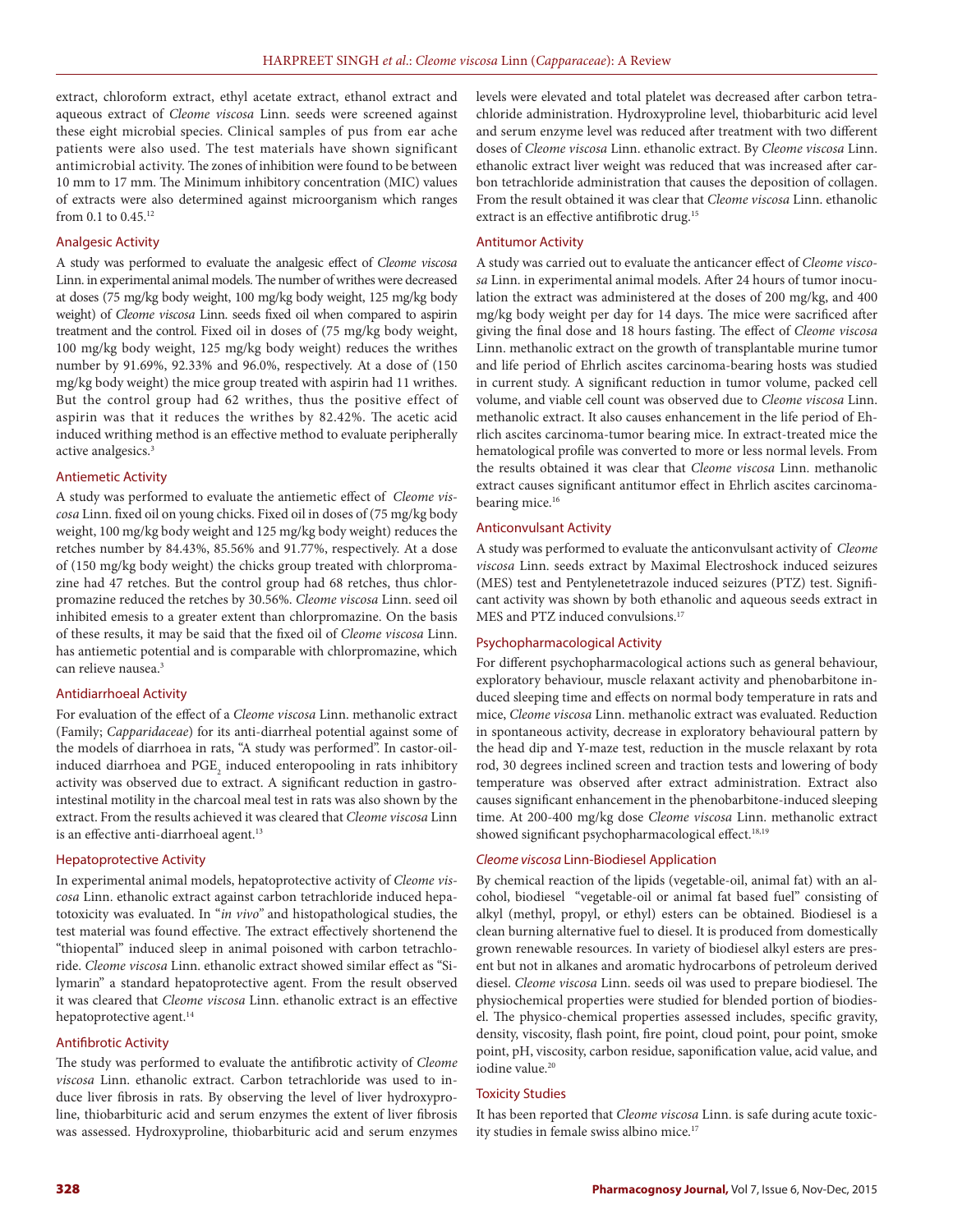extract, chloroform extract, ethyl acetate extract, ethanol extract and aqueous extract of *Cleome viscosa* Linn. seeds were screened against these eight microbial species. Clinical samples of pus from ear ache patients were also used. The test materials have shown significant antimicrobial activity. The zones of inhibition were found to be between 10 mm to 17 mm. The Minimum inhibitory concentration (MIC) values of extracts were also determined against microorganism which ranges from 0.1 to 0.45.[12]

## Analgesic Activity

A study was performed to evaluate the analgesic effect of *Cleome viscosa* Linn. in experimental animal models. The number of writhes were decreased at doses (75 mg/kg body weight, 100 mg/kg body weight, 125 mg/kg body weight) of *Cleome viscosa* Linn. seeds fixed oil when compared to aspirin treatment and the control. Fixed oil in doses of (75 mg/kg body weight, 100 mg/kg body weight, 125 mg/kg body weight) reduces the writhes number by 91.69%, 92.33% and 96.0%, respectively. At a dose of (150 mg/kg body weight) the mice group treated with aspirin had 11 writhes. But the control group had 62 writhes, thus the positive effect of aspirin was that it reduces the writhes by 82.42%. The acetic acid induced writhing method is an effective method to evaluate peripherally active analgesics.[3]

## Antiemetic Activity

A study was performed to evaluate the antiemetic effect of *Cleome viscosa* Linn. fixed oil on young chicks. Fixed oil in doses of (75 mg/kg body weight, 100 mg/kg body weight and 125 mg/kg body weight) reduces the retches number by 84.43%, 85.56% and 91.77%, respectively. At a dose of (150 mg/kg body weight) the chicks group treated with chlorpromazine had 47 retches. But the control group had 68 retches, thus chlorpromazine reduced the retches by 30.56%. *Cleome viscosa* Linn. seed oil inhibited emesis to a greater extent than chlorpromazine. On the basis of these results, it may be said that the fixed oil of *Cleome viscosa* Linn. has antiemetic potential and is comparable with chlorpromazine, which can relieve nausea.[3]

## Antidiarrhoeal Activity

For evaluation of the effect of a *Cleome viscosa* Linn. methanolic extract (Family; *Capparidaceae*) for its anti-diarrheal potential against some of the models of diarrhoea in rats, "A study was performed". In castor-oil-induced diarrhoea and $PGE_2$ induced enteropooling in rats inhibitory activity was observed due to extract. A significant reduction in gastrointestinal motility in the charcoal meal test in rats was also shown by the extract. From the results achieved it was cleared that *Cleome viscosa* Linn is an effective anti-diarrhoeal agent.[13]

## Hepatoprotective Activity

In experimental animal models, hepatoprotective activity of *Cleome viscosa* Linn. ethanolic extract against carbon tetrachloride induced hepatotoxicity was evaluated. In "*in vivo*" and histopathological studies, the test material was found effective. The extract effectively shortenend the "thiopental" induced sleep in animal poisoned with carbon tetrachloride. *Cleome viscosa* Linn. ethanolic extract showed similar effect as "Silymarin" a standard hepatoprotective agent. From the result observed it was cleared that *Cleome viscosa* Linn. ethanolic extract is an effective hepatoprotective agent.[14]

## Antifibrotic Activity

The study was performed to evaluate the antifibrotic activity of *Cleome viscosa* Linn. ethanolic extract. Carbon tetrachloride was used to induce liver fibrosis in rats. By observing the level of liver hydroxyproline, thiobarbituric acid and serum enzymes the extent of liver fibrosis was assessed. Hydroxyproline, thiobarbituric acid and serum enzymes levels were elevated and total platelet was decreased after carbon tetrachloride administration. Hydroxyproline level, thiobarbituric acid level and serum enzyme level was reduced after treatment with two different doses of *Cleome viscosa* Linn. ethanolic extract. By *Cleome viscosa* Linn. ethanolic extract liver weight was reduced that was increased after carbon tetrachloride administration that causes the deposition of collagen. From the result obtained it was clear that *Cleome viscosa* Linn. ethanolic extract is an effective antifibrotic drug.[15]

## Antitumor Activity

A study was carried out to evaluate the anticancer effect of *Cleome viscosa* Linn. in experimental animal models. After 24 hours of tumor inoculation the extract was administered at the doses of 200 mg/kg, and 400 mg/kg body weight per day for 14 days. The mice were sacrificed after giving the final dose and 18 hours fasting. The effect of *Cleome viscosa* Linn. methanolic extract on the growth of transplantable murine tumor and life period of Ehrlich ascites carcinoma-bearing hosts was studied in current study. A significant reduction in tumor volume, packed cell volume, and viable cell count was observed due to *Cleome viscosa* Linn. methanolic extract. It also causes enhancement in the life period of Ehrlich ascites carcinoma-tumor bearing mice. In extract-treated mice the hematological profile was converted to more or less normal levels. From the results obtained it was clear that *Cleome viscosa* Linn. methanolic extract causes significant antitumor effect in Ehrlich ascites carcinoma-bearing mice.[16]

## Anticonvulsant Activity

A study was performed to evaluate the anticonvulsant activity of *Cleome viscosa* Linn. seeds extract by Maximal Electroshock induced seizures (MES) test and Pentylenetetrazole induced seizures (PTZ) test. Significant activity was shown by both ethanolic and aqueous seeds extract in MES and PTZ induced convulsions.[17]

## Psychopharmacological Activity

For different psychopharmacological actions such as general behaviour, exploratory behaviour, muscle relaxant activity and phenobarbitone induced sleeping time and effects on normal body temperature in rats and mice, *Cleome viscosa* Linn. methanolic extract was evaluated. Reduction in spontaneous activity, decrease in exploratory behavioural pattern by the head dip and Y-maze test, reduction in the muscle relaxant by rota rod, 30 degrees inclined screen and traction tests and lowering of body temperature was observed after extract administration. Extract also causes significant enhancement in the phenobarbitone-induced sleeping time. At 200-400 mg/kg dose *Cleome viscosa* Linn. methanolic extract showed significant psychopharmacological effect.[18,19]

## *Cleome viscosa* Linn-Biodiesel Application

By chemical reaction of the lipids (vegetable-oil, animal fat) with an alcohol, biodiesel "vegetable-oil or animal fat based fuel" consisting of alkyl (methyl, propyl, or ethyl) esters can be obtained. Biodiesel is a clean burning alternative fuel to diesel. It is produced from domestically grown renewable resources. In variety of biodiesel alkyl esters are present but not in alkanes and aromatic hydrocarbons of petroleum derived diesel. *Cleome viscosa* Linn. seeds oil was used to prepare biodiesel. The physiochemical properties were studied for blended portion of biodiesel. The physico-chemical properties assessed includes, specific gravity, density, viscosity, flash point, fire point, cloud point, pour point, smoke point, pH, viscosity, carbon residue, saponification value, acid value, and iodine value.[20]

## Toxicity Studies

It has been reported that *Cleome viscosa* Linn. is safe during acute toxicity studies in female swiss albino mice.[17]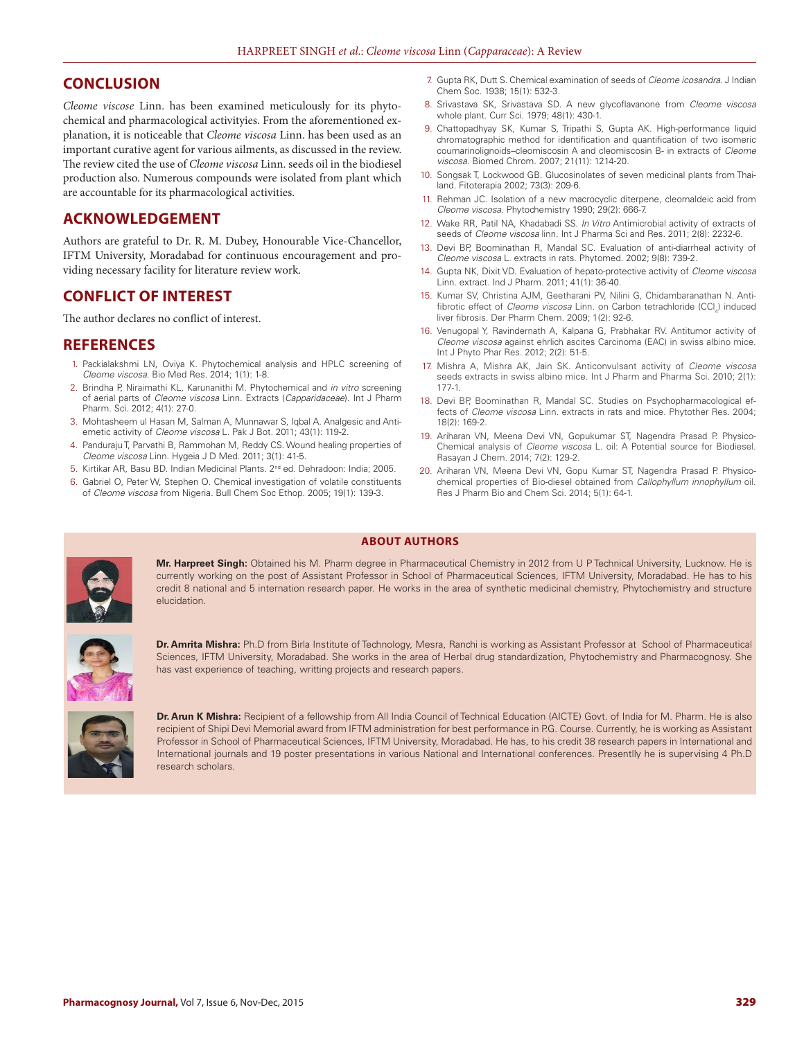## CONCLUSION

*Cleome viscose* Linn. has been examined meticulously for its phytochemical and pharmacological activityies. From the aforementioned explanation, it is noticeable that *Cleome viscosa* Linn. has been used as an important curative agent for various ailments, as discussed in the review. The review cited the use of *Cleome viscosa* Linn. seeds oil in the biodiesel production also. Numerous compounds were isolated from plant which are accountable for its pharmacological activities.

## ACKNOWLEDGEMENT

Authors are grateful to Dr. R. M. Dubey, Honourable Vice-Chancellor, IFTM University, Moradabad for continuous encouragement and providing necessary facility for literature review work.

## CONFLICT OF INTEREST

The author declares no conflict of interest.

## REFERENCES

1. Packialakshmi LN, Oviya K. Phytochemical analysis and HPLC screening of *Cleome viscosa*. Bio Med Res. 2014; 1(1): 1-8.
2. Brindha P, Niraimathi KL, Karunanithi M. Phytochemical and *in vitro* screening of aerial parts of *Cleome viscosa* Linn. Extracts (*Capparidaceae*). Int J Pharm Pharm. Sci. 2012; 4(1): 27-0.
3. Mohtasheem ul Hasan M, Salman A, Munnawar S, Iqbal A. Analgesic and Antiemetic activity of *Cleome viscosa* L. Pak J Bot. 2011; 43(1): 119-2.
4. Panduraju T, Parvathi B, Rammohan M, Reddy CS. Wound healing properties of *Cleome viscosa* Linn. Hygeia J D Med. 2011; 3(1): 41-5.
5. Kirtikar AR, Basu BD. Indian Medicinal Plants. 2nd ed. Dehradoon: India; 2005.
6. Gabriel O, Peter W, Stephen O. Chemical investigation of volatile constituents of *Cleome viscosa* from Nigeria. Bull Chem Soc Ethop. 2005; 19(1): 139-3.
7. Gupta RK, Dutt S. Chemical examination of seeds of *Cleome icosandra*. J Indian Chem Soc. 1938; 15(1): 532-3.
8. Srivastava SK, Srivastava SD. A new glycoflavanone from *Cleome viscosa* whole plant. Curr Sci. 1979; 48(1): 430-1.
9. Chattopadhyay SK, Kumar S, Tripathi S, Gupta AK. High-performance liquid chromatographic method for identification and quantification of two isomeric coumarinolignoids–cleomiscosin A and cleomiscosin B- in extracts of *Cleome viscosa*. Biomed Chrom. 2007; 21(11): 1214-20.
10. Songsak T, Lockwood GB. Glucosinolates of seven medicinal plants from Thailand. Fitoterapia 2002; 73(3): 209-6.
11. Rehman JC. Isolation of a new macrocyclic diterpene, cleomaldeic acid from *Cleome viscosa*. Phytochemistry 1990; 29(2): 666-7.
12. Wake RR, Patil NA, Khadabadi SS. *In Vitro* Antimicrobial activity of extracts of seeds of *Cleome viscosa* linn. Int J Pharma Sci and Res. 2011; 2(8): 2232-6.
13. Devi BP, Boominathan R, Mandal SC. Evaluation of anti-diarrheal activity of *Cleome viscosa* L. extracts in rats. Phytomed. 2002; 9(8): 739-2.
14. Gupta NK, Dixit VD. Evaluation of hepato-protective activity of *Cleome viscosa* Linn. extract. Ind J Pharm. 2011; 41(1): 36-40.
15. Kumar SV, Christina AJM, Geetharani PV, Nilini G, Chidambaranathan N. Antifibrotic effect of *Cleome viscosa* Linn. on Carbon tetrachloride ($CCl_4$) induced liver fibrosis. Der Pharm Chem. 2009; 1(2): 92-6.
16. Venugopal Y, Ravindernath A, Kalpana G, Prabhakar RV. Antitumor activity of *Cleome viscosa* against ehrlich ascites Carcinoma (EAC) in swiss albino mice. Int J Phyto Phar Res. 2012; 2(2): 51-5.
17. Mishra A, Mishra AK, Jain SK. Anticonvulsant activity of *Cleome viscosa* seeds extracts in swiss albino mice. Int J Pharm and Pharma Sci. 2010; 2(1): 177-1.
18. Devi BP, Boominathan R, Mandal SC. Studies on Psychopharmacological effects of *Cleome viscosa* Linn. extracts in rats and mice. Phytother Res. 2004; 18(2): 169-2.
19. Ariharan VN, Meena Devi VN, Gopukumar ST, Nagendra Prasad P. Physico-Chemical analysis of *Cleome viscosa* L. oil: A Potential source for Biodiesel. Rasayan J Chem. 2014; 7(2): 129-2.
20. Ariharan VN, Meena Devi VN, Gopu Kumar ST, Nagendra Prasad P. Physico-chemical properties of Bio-diesel obtained from *Callophyllum innophyllum* oil. Res J Pharm Bio and Chem Sci. 2014; 5(1): 64-1.

## ABOUT AUTHORS

**Mr. Harpreet Singh:** Obtained his M. Pharm degree in Pharmaceutical Chemistry in 2012 from U P Technical University, Lucknow. He is currently working on the post of Assistant Professor in School of Pharmaceutical Sciences, IFTM University, Moradabad. He has to his credit 8 national and 5 internation research paper. He works in the area of synthetic medicinal chemistry, Phytochemistry and structure elucidation.

**Dr. Amrita Mishra:** Ph.D from Birla Institute of Technology, Mesra, Ranchi is working as Assistant Professor at School of Pharmaceutical Sciences, IFTM University, Moradabad. She works in the area of Herbal drug standardization, Phytochemistry and Pharmacognosy. She has vast experience of teaching, writting projects and research papers.

**Dr. Arun K Mishra:** Recipient of a fellowship from All India Council of Technical Education (AICTE) Govt. of India for M. Pharm. He is also recipient of Shipi Devi Memorial award from IFTM administration for best performance in P.G. Course. Currently, he is working as Assistant Professor in School of Pharmaceutical Sciences, IFTM University, Moradabad. He has, to his credit 38 research papers in International and International journals and 19 poster presentations in various National and International conferences. Presentlly he is supervising 4 Ph.D research scholars.